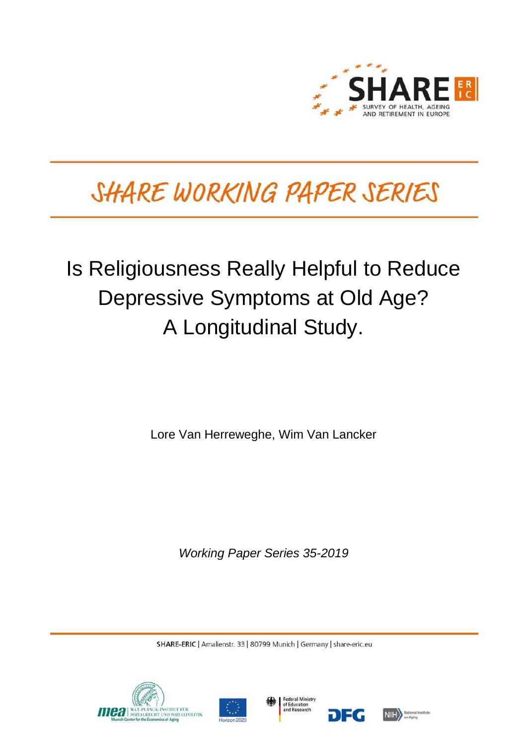# SHARE WORKING PAPER SERIES

# Is Religiousness Really Helpful to Reduce Depressive Symptoms at Old Age? A Longitudinal Study.

Lore Van Herreweghe, Wim Van Lancker

*Working Paper Series 35-2019*

SHARE-ERIC | Amalienstr. 33 | 80799 Munich | Germany | share-eric.eu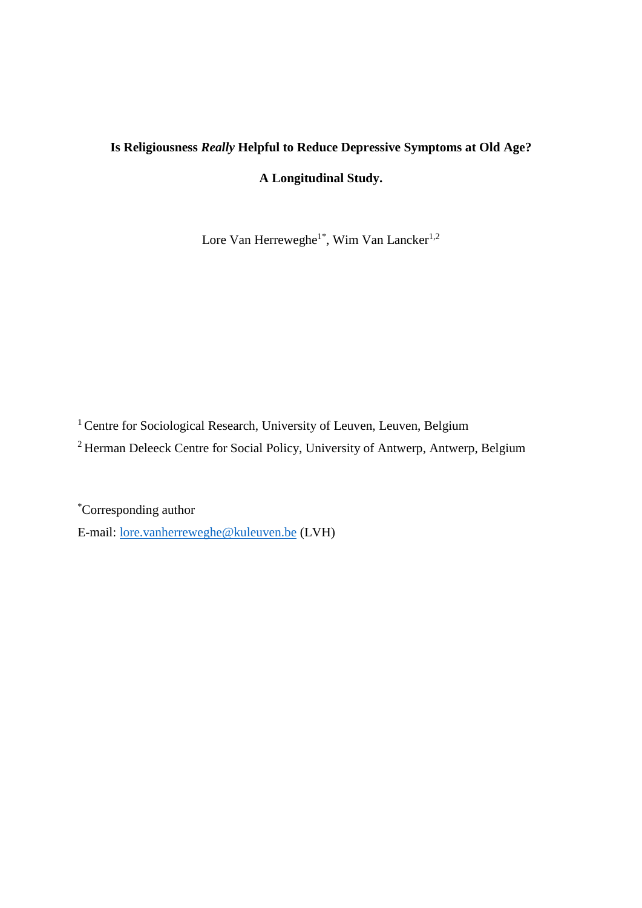**Is Religiousness *Really* Helpful to Reduce Depressive Symptoms at Old Age?**

**A Longitudinal Study.**

Lore Van Herreweghe[1*], Wim Van Lancker[1,2]

[1] Centre for Sociological Research, University of Leuven, Leuven, Belgium

[2] Herman Deleeck Centre for Social Policy, University of Antwerp, Antwerp, Belgium

[*]Corresponding author

E-mail: lore.vanherreweghe@kuleuven.be (LVH)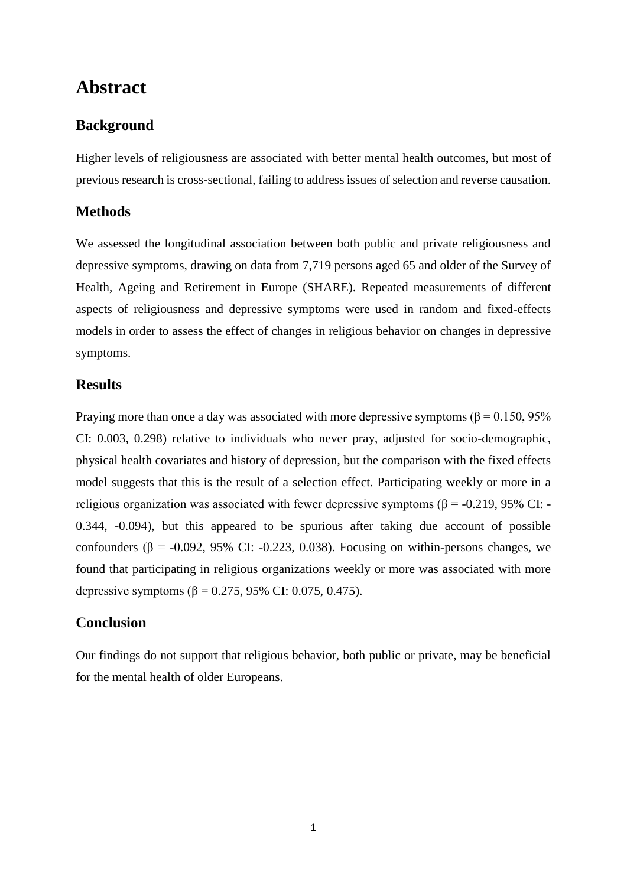# Abstract

## Background

Higher levels of religiousness are associated with better mental health outcomes, but most of previous research is cross-sectional, failing to address issues of selection and reverse causation.

## Methods

We assessed the longitudinal association between both public and private religiousness and depressive symptoms, drawing on data from 7,719 persons aged 65 and older of the Survey of Health, Ageing and Retirement in Europe (SHARE). Repeated measurements of different aspects of religiousness and depressive symptoms were used in random and fixed-effects models in order to assess the effect of changes in religious behavior on changes in depressive symptoms.

## Results

Praying more than once a day was associated with more depressive symptoms ($\beta = 0.150$, 95% CI: 0.003, 0.298) relative to individuals who never pray, adjusted for socio-demographic, physical health covariates and history of depression, but the comparison with the fixed effects model suggests that this is the result of a selection effect. Participating weekly or more in a religious organization was associated with fewer depressive symptoms ($\beta = -0.219$, 95% CI: -0.344, -0.094), but this appeared to be spurious after taking due account of possible confounders ($\beta = -0.092$, 95% CI: -0.223, 0.038). Focusing on within-persons changes, we found that participating in religious organizations weekly or more was associated with more depressive symptoms ($\beta = 0.275$, 95% CI: 0.075, 0.475).

## Conclusion

Our findings do not support that religious behavior, both public or private, may be beneficial for the mental health of older Europeans.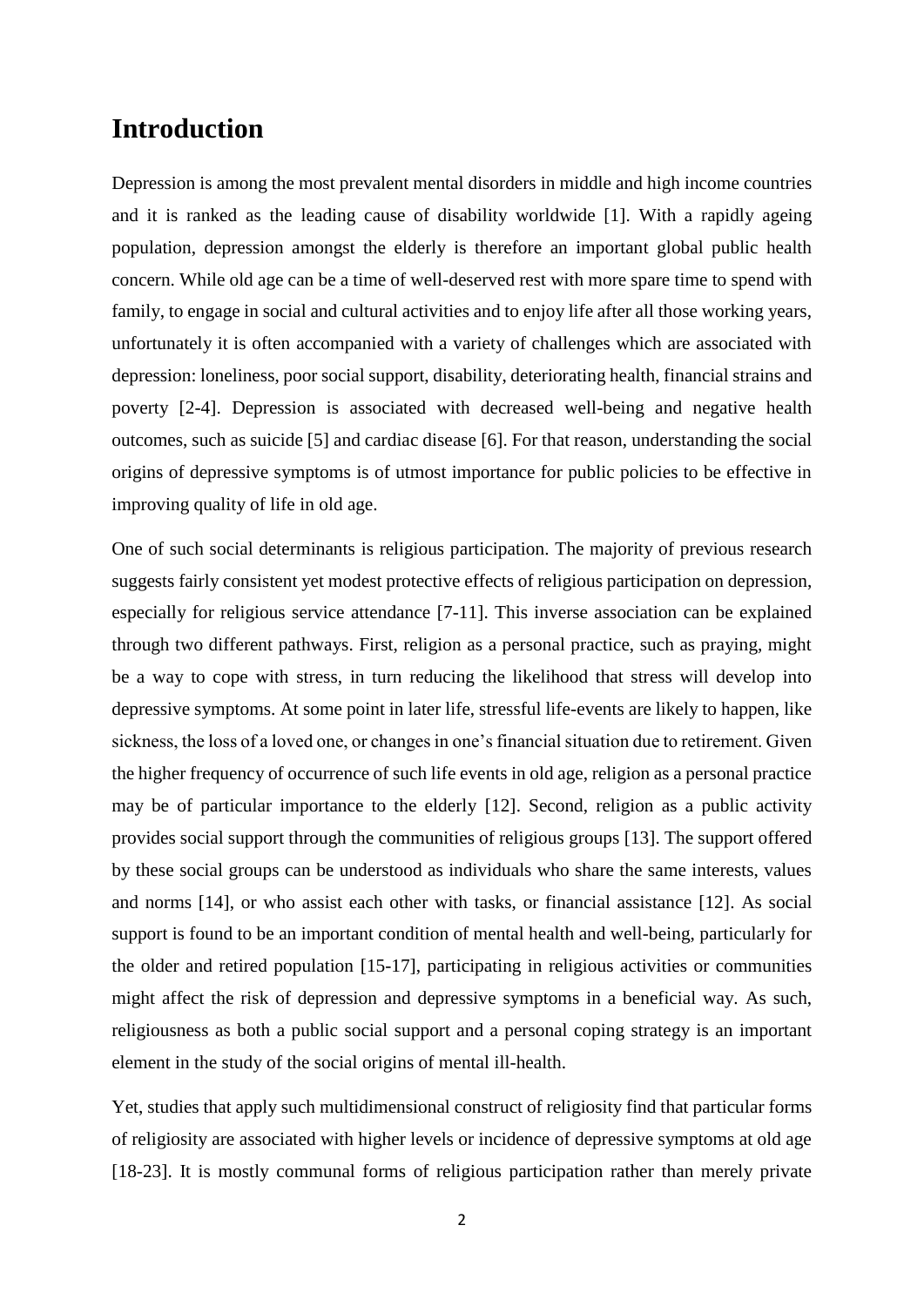# Introduction

Depression is among the most prevalent mental disorders in middle and high income countries and it is ranked as the leading cause of disability worldwide [1]. With a rapidly ageing population, depression amongst the elderly is therefore an important global public health concern. While old age can be a time of well-deserved rest with more spare time to spend with family, to engage in social and cultural activities and to enjoy life after all those working years, unfortunately it is often accompanied with a variety of challenges which are associated with depression: loneliness, poor social support, disability, deteriorating health, financial strains and poverty [2-4]. Depression is associated with decreased well-being and negative health outcomes, such as suicide [5] and cardiac disease [6]. For that reason, understanding the social origins of depressive symptoms is of utmost importance for public policies to be effective in improving quality of life in old age.

One of such social determinants is religious participation. The majority of previous research suggests fairly consistent yet modest protective effects of religious participation on depression, especially for religious service attendance [7-11]. This inverse association can be explained through two different pathways. First, religion as a personal practice, such as praying, might be a way to cope with stress, in turn reducing the likelihood that stress will develop into depressive symptoms. At some point in later life, stressful life-events are likely to happen, like sickness, the loss of a loved one, or changes in one's financial situation due to retirement. Given the higher frequency of occurrence of such life events in old age, religion as a personal practice may be of particular importance to the elderly [12]. Second, religion as a public activity provides social support through the communities of religious groups [13]. The support offered by these social groups can be understood as individuals who share the same interests, values and norms [14], or who assist each other with tasks, or financial assistance [12]. As social support is found to be an important condition of mental health and well-being, particularly for the older and retired population [15-17], participating in religious activities or communities might affect the risk of depression and depressive symptoms in a beneficial way. As such, religiousness as both a public social support and a personal coping strategy is an important element in the study of the social origins of mental ill-health.

Yet, studies that apply such multidimensional construct of religiosity find that particular forms of religiosity are associated with higher levels or incidence of depressive symptoms at old age [18-23]. It is mostly communal forms of religious participation rather than merely private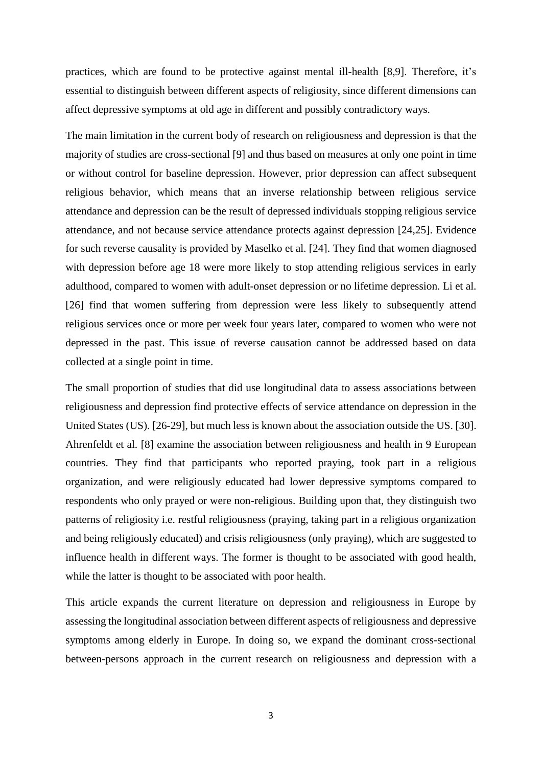practices, which are found to be protective against mental ill-health [8,9]. Therefore, it's essential to distinguish between different aspects of religiosity, since different dimensions can affect depressive symptoms at old age in different and possibly contradictory ways.

The main limitation in the current body of research on religiousness and depression is that the majority of studies are cross-sectional [9] and thus based on measures at only one point in time or without control for baseline depression. However, prior depression can affect subsequent religious behavior, which means that an inverse relationship between religious service attendance and depression can be the result of depressed individuals stopping religious service attendance, and not because service attendance protects against depression [24,25]. Evidence for such reverse causality is provided by Maselko et al. [24]. They find that women diagnosed with depression before age 18 were more likely to stop attending religious services in early adulthood, compared to women with adult-onset depression or no lifetime depression. Li et al. [26] find that women suffering from depression were less likely to subsequently attend religious services once or more per week four years later, compared to women who were not depressed in the past. This issue of reverse causation cannot be addressed based on data collected at a single point in time.

The small proportion of studies that did use longitudinal data to assess associations between religiousness and depression find protective effects of service attendance on depression in the United States (US). [26-29], but much less is known about the association outside the US. [30]. Ahrenfeldt et al. [8] examine the association between religiousness and health in 9 European countries. They find that participants who reported praying, took part in a religious organization, and were religiously educated had lower depressive symptoms compared to respondents who only prayed or were non-religious. Building upon that, they distinguish two patterns of religiosity i.e. restful religiousness (praying, taking part in a religious organization and being religiously educated) and crisis religiousness (only praying), which are suggested to influence health in different ways. The former is thought to be associated with good health, while the latter is thought to be associated with poor health.

This article expands the current literature on depression and religiousness in Europe by assessing the longitudinal association between different aspects of religiousness and depressive symptoms among elderly in Europe. In doing so, we expand the dominant cross-sectional between-persons approach in the current research on religiousness and depression with a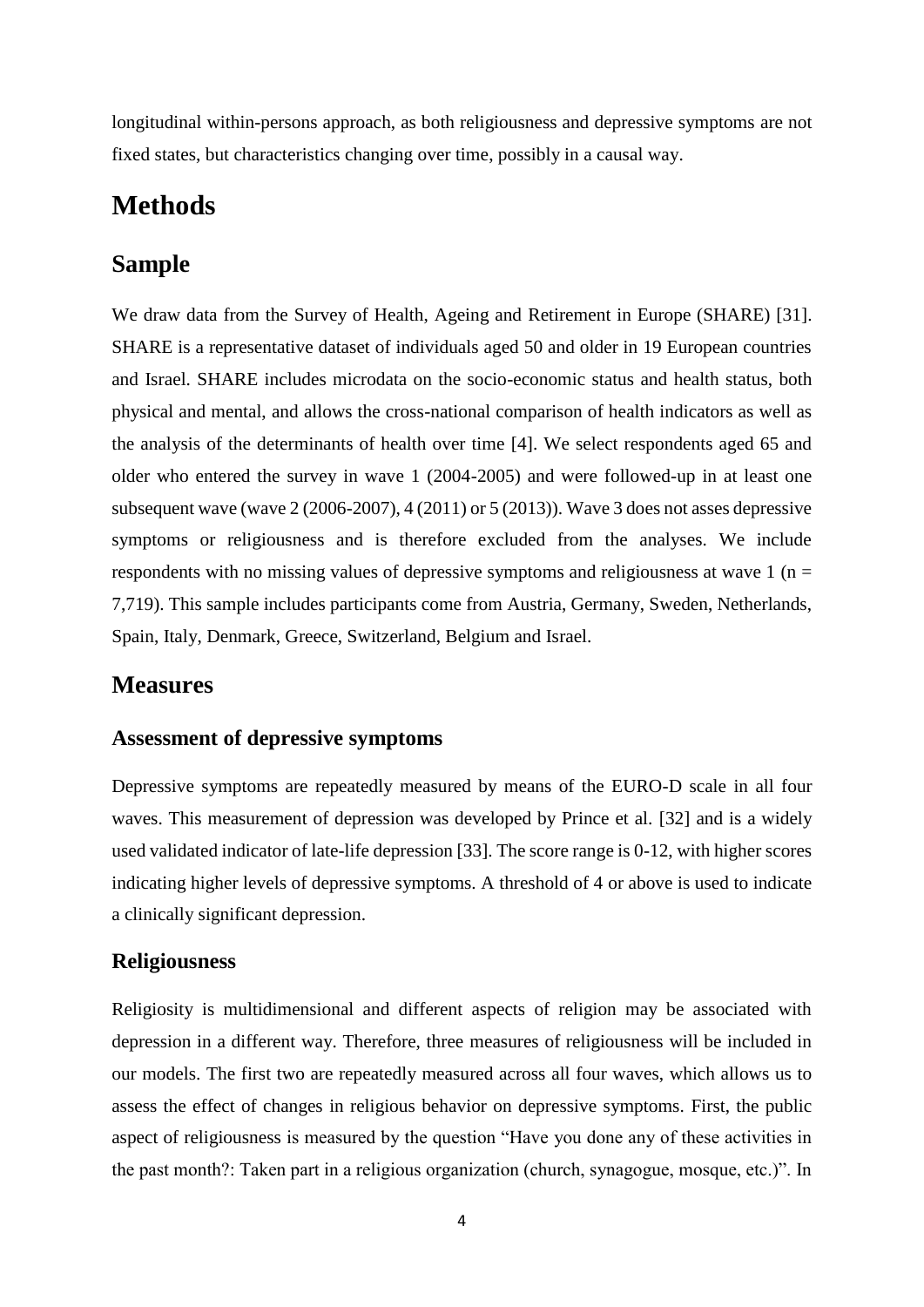longitudinal within-persons approach, as both religiousness and depressive symptoms are not fixed states, but characteristics changing over time, possibly in a causal way.

# Methods

## Sample

We draw data from the Survey of Health, Ageing and Retirement in Europe (SHARE) [31]. SHARE is a representative dataset of individuals aged 50 and older in 19 European countries and Israel. SHARE includes microdata on the socio-economic status and health status, both physical and mental, and allows the cross-national comparison of health indicators as well as the analysis of the determinants of health over time [4]. We select respondents aged 65 and older who entered the survey in wave 1 (2004-2005) and were followed-up in at least one subsequent wave (wave 2 (2006-2007), 4 (2011) or 5 (2013)). Wave 3 does not asses depressive symptoms or religiousness and is therefore excluded from the analyses. We include respondents with no missing values of depressive symptoms and religiousness at wave 1 (n = 7,719). This sample includes participants come from Austria, Germany, Sweden, Netherlands, Spain, Italy, Denmark, Greece, Switzerland, Belgium and Israel.

## Measures

### Assessment of depressive symptoms

Depressive symptoms are repeatedly measured by means of the EURO-D scale in all four waves. This measurement of depression was developed by Prince et al. [32] and is a widely used validated indicator of late-life depression [33]. The score range is 0-12, with higher scores indicating higher levels of depressive symptoms. A threshold of 4 or above is used to indicate a clinically significant depression.

### Religiousness

Religiosity is multidimensional and different aspects of religion may be associated with depression in a different way. Therefore, three measures of religiousness will be included in our models. The first two are repeatedly measured across all four waves, which allows us to assess the effect of changes in religious behavior on depressive symptoms. First, the public aspect of religiousness is measured by the question "Have you done any of these activities in the past month?: Taken part in a religious organization (church, synagogue, mosque, etc.)". In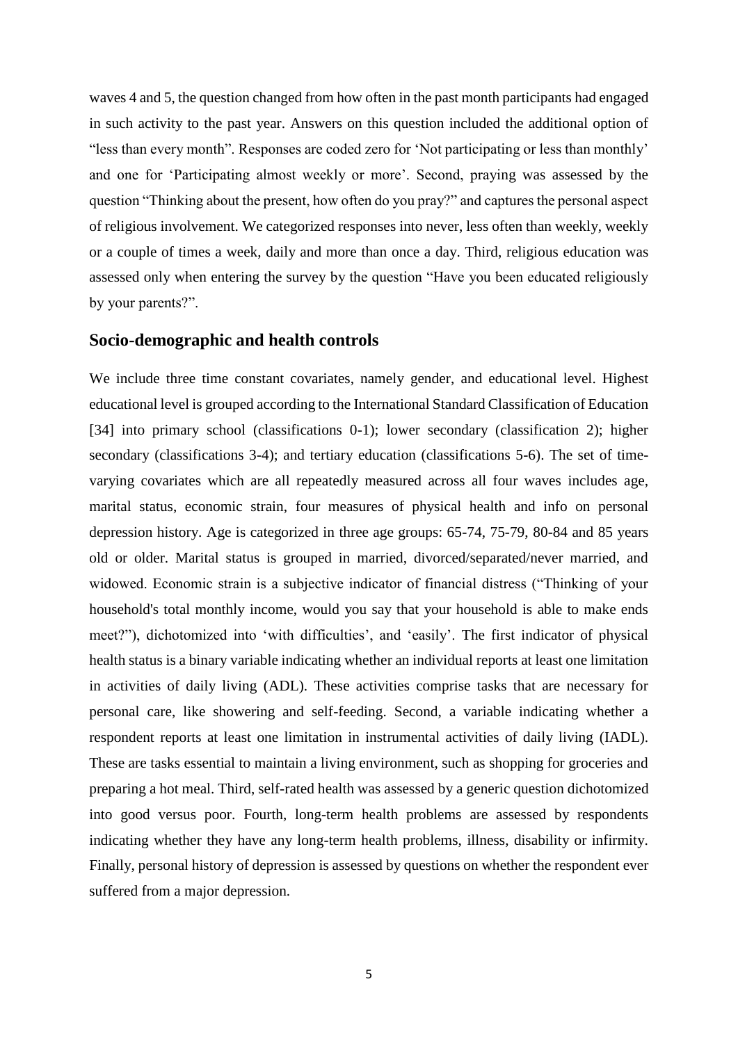waves 4 and 5, the question changed from how often in the past month participants had engaged in such activity to the past year. Answers on this question included the additional option of "less than every month". Responses are coded zero for 'Not participating or less than monthly' and one for 'Participating almost weekly or more'. Second, praying was assessed by the question "Thinking about the present, how often do you pray?" and captures the personal aspect of religious involvement. We categorized responses into never, less often than weekly, weekly or a couple of times a week, daily and more than once a day. Third, religious education was assessed only when entering the survey by the question "Have you been educated religiously by your parents?".

## Socio-demographic and health controls

We include three time constant covariates, namely gender, and educational level. Highest educational level is grouped according to the International Standard Classification of Education [34] into primary school (classifications 0-1); lower secondary (classification 2); higher secondary (classifications 3-4); and tertiary education (classifications 5-6). The set of time-varying covariates which are all repeatedly measured across all four waves includes age, marital status, economic strain, four measures of physical health and info on personal depression history. Age is categorized in three age groups: 65-74, 75-79, 80-84 and 85 years old or older. Marital status is grouped in married, divorced/separated/never married, and widowed. Economic strain is a subjective indicator of financial distress ("Thinking of your household's total monthly income, would you say that your household is able to make ends meet?"), dichotomized into 'with difficulties', and 'easily'. The first indicator of physical health status is a binary variable indicating whether an individual reports at least one limitation in activities of daily living (ADL). These activities comprise tasks that are necessary for personal care, like showering and self-feeding. Second, a variable indicating whether a respondent reports at least one limitation in instrumental activities of daily living (IADL). These are tasks essential to maintain a living environment, such as shopping for groceries and preparing a hot meal. Third, self-rated health was assessed by a generic question dichotomized into good versus poor. Fourth, long-term health problems are assessed by respondents indicating whether they have any long-term health problems, illness, disability or infirmity. Finally, personal history of depression is assessed by questions on whether the respondent ever suffered from a major depression.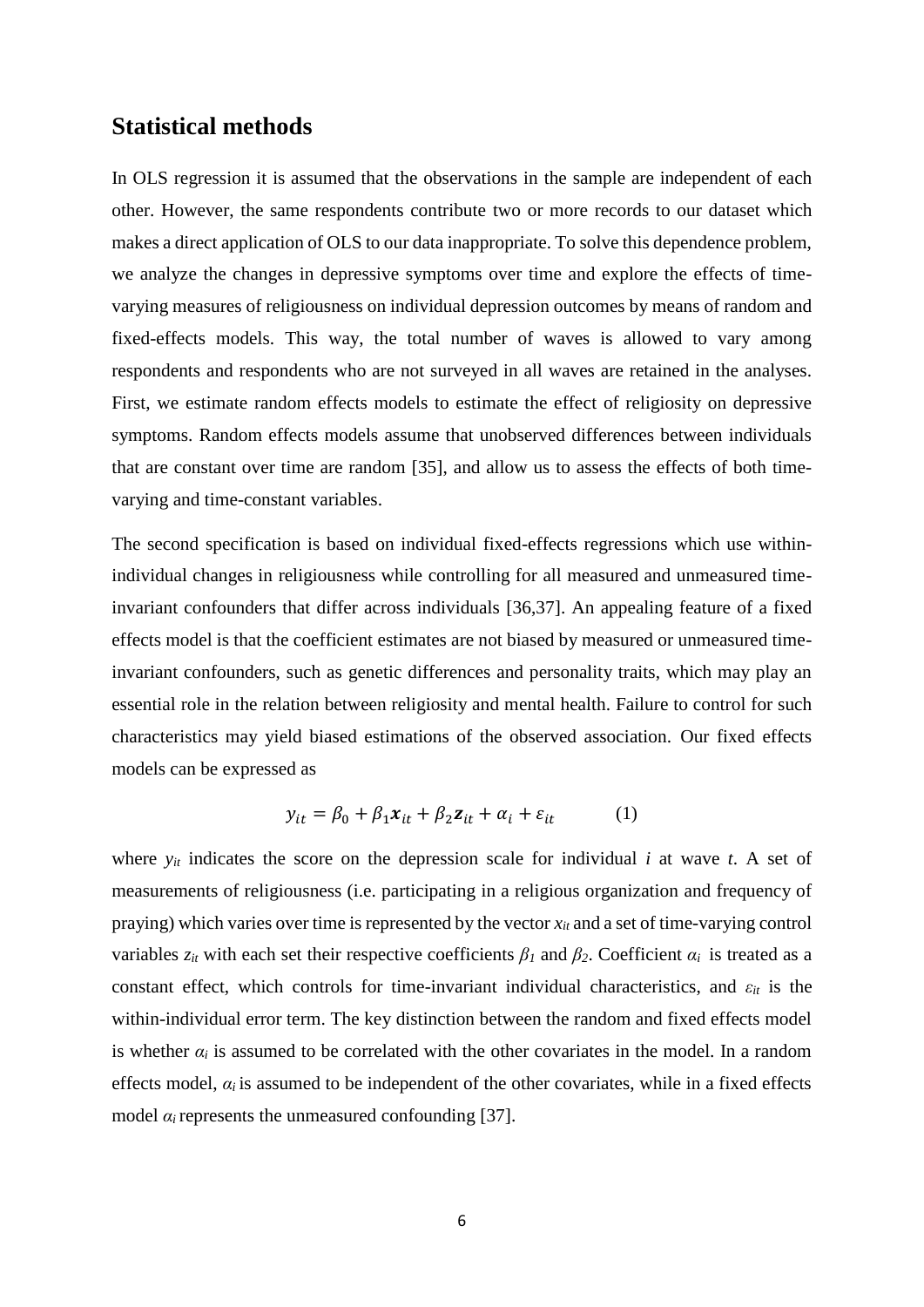## Statistical methods

In OLS regression it is assumed that the observations in the sample are independent of each other. However, the same respondents contribute two or more records to our dataset which makes a direct application of OLS to our data inappropriate. To solve this dependence problem, we analyze the changes in depressive symptoms over time and explore the effects of time-varying measures of religiousness on individual depression outcomes by means of random and fixed-effects models. This way, the total number of waves is allowed to vary among respondents and respondents who are not surveyed in all waves are retained in the analyses. First, we estimate random effects models to estimate the effect of religiosity on depressive symptoms. Random effects models assume that unobserved differences between individuals that are constant over time are random [35], and allow us to assess the effects of both time-varying and time-constant variables.

The second specification is based on individual fixed-effects regressions which use within-individual changes in religiousness while controlling for all measured and unmeasured time-invariant confounders that differ across individuals [36,37]. An appealing feature of a fixed effects model is that the coefficient estimates are not biased by measured or unmeasured time-invariant confounders, such as genetic differences and personality traits, which may play an essential role in the relation between religiosity and mental health. Failure to control for such characteristics may yield biased estimations of the observed association. Our fixed effects models can be expressed as

$$y_{it} = \beta_0 + \beta_1 \boldsymbol{x}_{it} + \beta_2 \boldsymbol{z}_{it} + \alpha_i + \varepsilon_{it} \qquad (1)$$

where $y_{it}$ indicates the score on the depression scale for individual $i$ at wave $t$. A set of measurements of religiousness (i.e. participating in a religious organization and frequency of praying) which varies over time is represented by the vector $x_{it}$ and a set of time-varying control variables $z_{it}$ with each set their respective coefficients $\beta_1$ and $\beta_2$. Coefficient $\alpha_i$ is treated as a constant effect, which controls for time-invariant individual characteristics, and $\varepsilon_{it}$ is the within-individual error term. The key distinction between the random and fixed effects model is whether $\alpha_i$ is assumed to be correlated with the other covariates in the model. In a random effects model, $\alpha_i$ is assumed to be independent of the other covariates, while in a fixed effects model $\alpha_i$ represents the unmeasured confounding [37].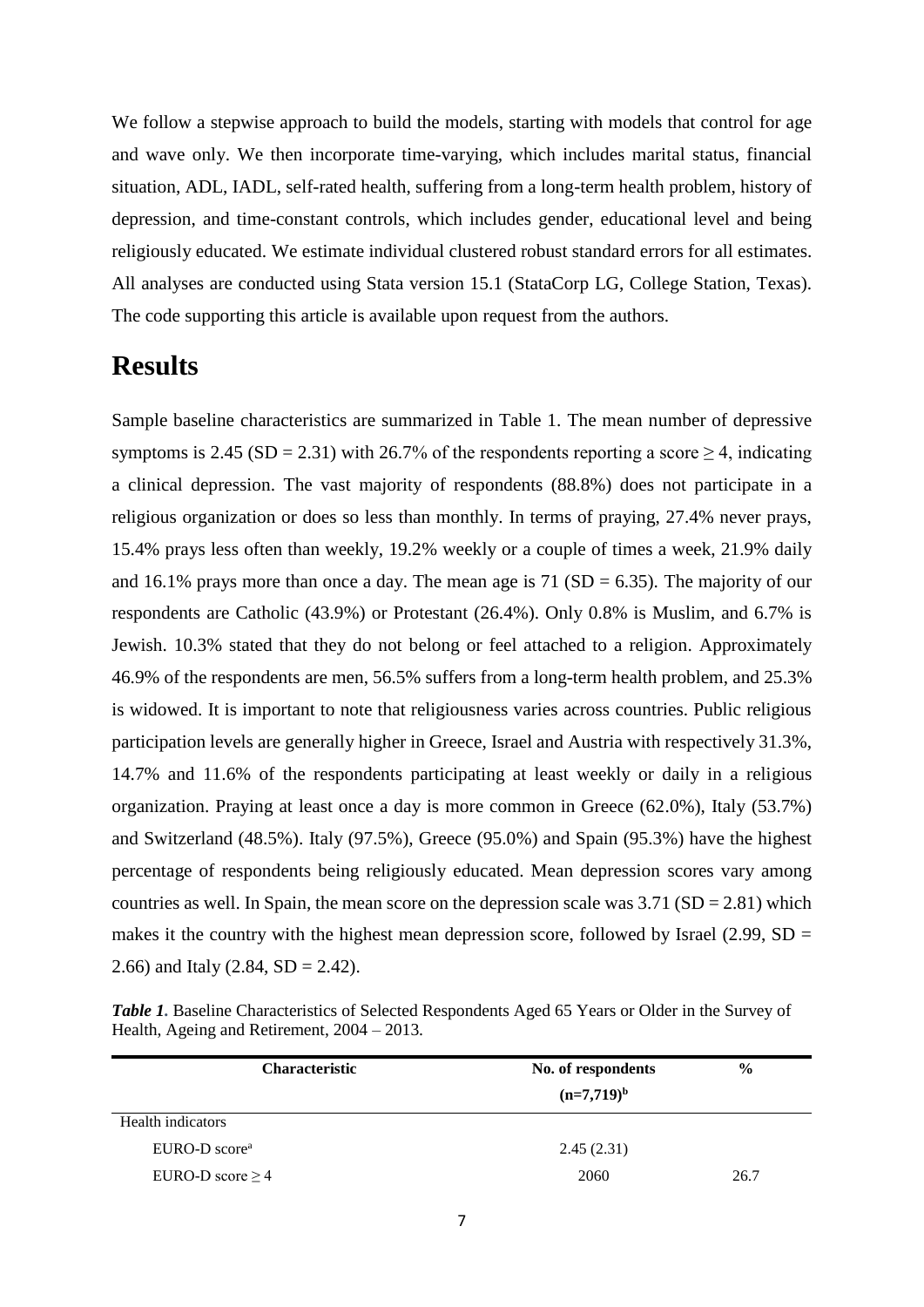We follow a stepwise approach to build the models, starting with models that control for age and wave only. We then incorporate time-varying, which includes marital status, financial situation, ADL, IADL, self-rated health, suffering from a long-term health problem, history of depression, and time-constant controls, which includes gender, educational level and being religiously educated. We estimate individual clustered robust standard errors for all estimates. All analyses are conducted using Stata version 15.1 (StataCorp LG, College Station, Texas). The code supporting this article is available upon request from the authors.

# Results

Sample baseline characteristics are summarized in Table 1. The mean number of depressive symptoms is 2.45 (SD = 2.31) with 26.7% of the respondents reporting a score $\geq 4$, indicating a clinical depression. The vast majority of respondents (88.8%) does not participate in a religious organization or does so less than monthly. In terms of praying, 27.4% never prays, 15.4% prays less often than weekly, 19.2% weekly or a couple of times a week, 21.9% daily and 16.1% prays more than once a day. The mean age is 71 (SD = 6.35). The majority of our respondents are Catholic (43.9%) or Protestant (26.4%). Only 0.8% is Muslim, and 6.7% is Jewish. 10.3% stated that they do not belong or feel attached to a religion. Approximately 46.9% of the respondents are men, 56.5% suffers from a long-term health problem, and 25.3% is widowed. It is important to note that religiousness varies across countries. Public religious participation levels are generally higher in Greece, Israel and Austria with respectively 31.3%, 14.7% and 11.6% of the respondents participating at least weekly or daily in a religious organization. Praying at least once a day is more common in Greece (62.0%), Italy (53.7%) and Switzerland (48.5%). Italy (97.5%), Greece (95.0%) and Spain (95.3%) have the highest percentage of respondents being religiously educated. Mean depression scores vary among countries as well. In Spain, the mean score on the depression scale was 3.71 (SD = 2.81) which makes it the country with the highest mean depression score, followed by Israel (2.99, SD = 2.66) and Italy (2.84, SD = 2.42).

***Table 1.*** Baseline Characteristics of Selected Respondents Aged 65 Years or Older in the Survey of Health, Ageing and Retirement, 2004 – 2013.

| Characteristic | No. of respondents (n=7,719)[b] | % |
|---|---|---|
| Health indicators | | |
| EURO-D score[a] | 2.45 (2.31) | |
| EURO-D score ≥ 4 | 2060 | 26.7 |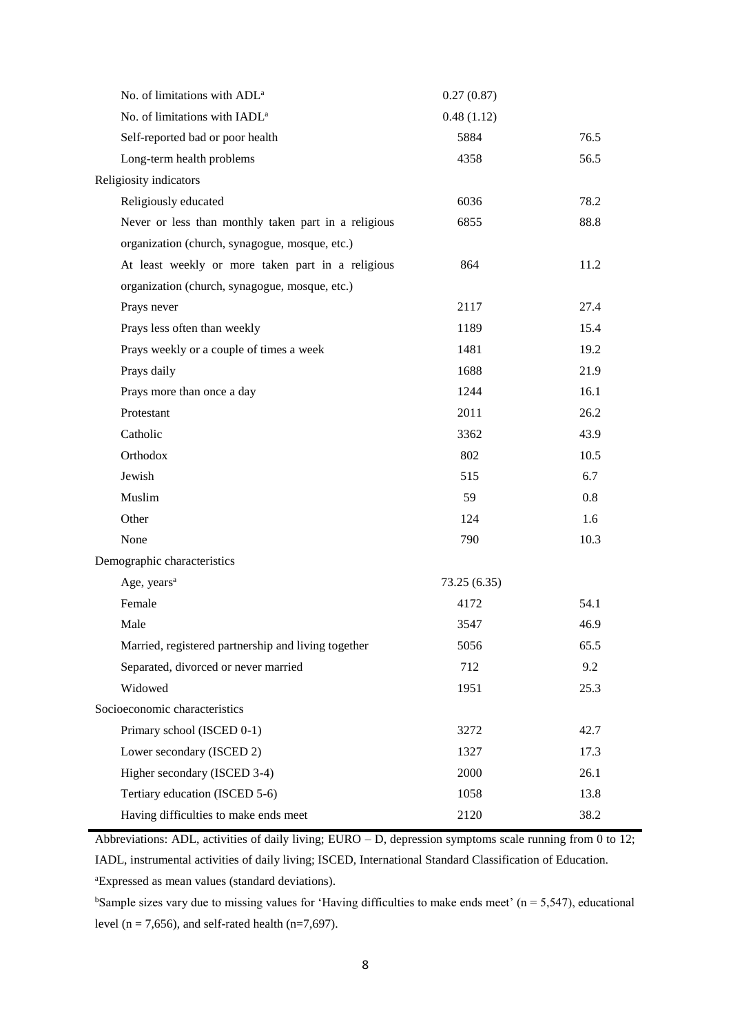| | | |
|---|---|---|
| No. of limitations with ADL[a] | 0.27 (0.87) | |
| No. of limitations with IADL[a] | 0.48 (1.12) | |
| Self-reported bad or poor health | 5884 | 76.5 |
| Long-term health problems | 4358 | 56.5 |
| Religiosity indicators | | |
| Religiously educated | 6036 | 78.2 |
| Never or less than monthly taken part in a religious organization (church, synagogue, mosque, etc.) | 6855 | 88.8 |
| At least weekly or more taken part in a religious organization (church, synagogue, mosque, etc.) | 864 | 11.2 |
| Prays never | 2117 | 27.4 |
| Prays less often than weekly | 1189 | 15.4 |
| Prays weekly or a couple of times a week | 1481 | 19.2 |
| Prays daily | 1688 | 21.9 |
| Prays more than once a day | 1244 | 16.1 |
| Protestant | 2011 | 26.2 |
| Catholic | 3362 | 43.9 |
| Orthodox | 802 | 10.5 |
| Jewish | 515 | 6.7 |
| Muslim | 59 | 0.8 |
| Other | 124 | 1.6 |
| None | 790 | 10.3 |
| Demographic characteristics | | |
| Age, years[a] | 73.25 (6.35) | |
| Female | 4172 | 54.1 |
| Male | 3547 | 46.9 |
| Married, registered partnership and living together | 5056 | 65.5 |
| Separated, divorced or never married | 712 | 9.2 |
| Widowed | 1951 | 25.3 |
| Socioeconomic characteristics | | |
| Primary school (ISCED 0-1) | 3272 | 42.7 |
| Lower secondary (ISCED 2) | 1327 | 17.3 |
| Higher secondary (ISCED 3-4) | 2000 | 26.1 |
| Tertiary education (ISCED 5-6) | 1058 | 13.8 |
| Having difficulties to make ends meet | 2120 | 38.2 |

Abbreviations: ADL, activities of daily living; EURO – D, depression symptoms scale running from 0 to 12; IADL, instrumental activities of daily living; ISCED, International Standard Classification of Education.

[a]Expressed as mean values (standard deviations).

[b]Sample sizes vary due to missing values for 'Having difficulties to make ends meet' (n = 5,547), educational level (n = 7,656), and self-rated health (n=7,697).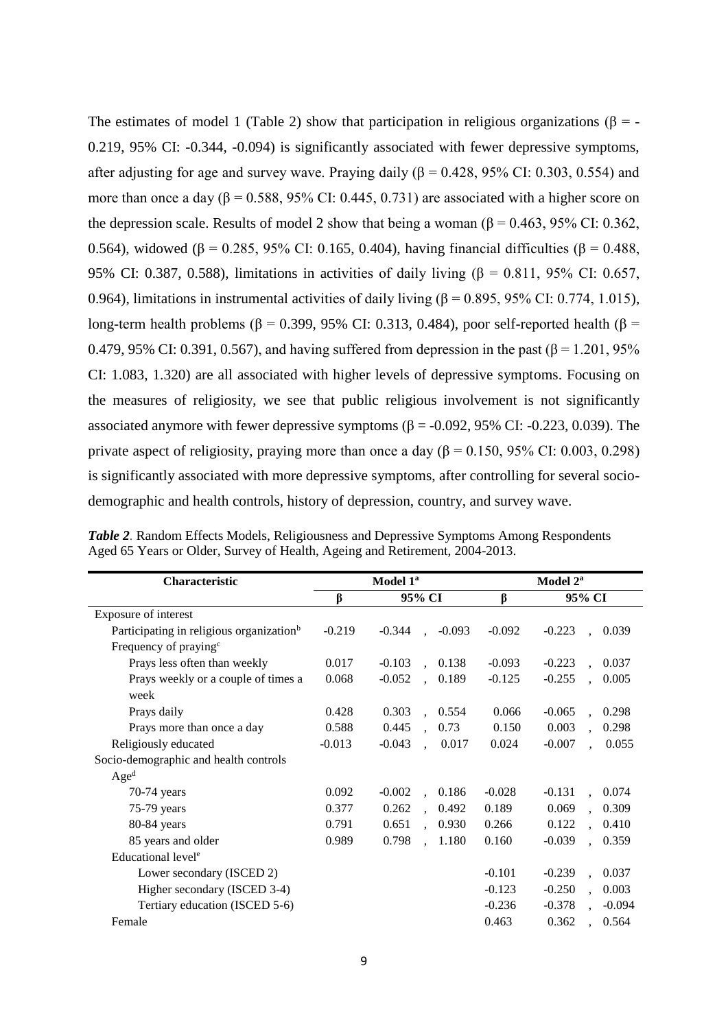The estimates of model 1 (Table 2) show that participation in religious organizations (β = -0.219, 95% CI: -0.344, -0.094) is significantly associated with fewer depressive symptoms, after adjusting for age and survey wave. Praying daily (β = 0.428, 95% CI: 0.303, 0.554) and more than once a day (β = 0.588, 95% CI: 0.445, 0.731) are associated with a higher score on the depression scale. Results of model 2 show that being a woman (β = 0.463, 95% CI: 0.362, 0.564), widowed (β = 0.285, 95% CI: 0.165, 0.404), having financial difficulties (β = 0.488, 95% CI: 0.387, 0.588), limitations in activities of daily living (β = 0.811, 95% CI: 0.657, 0.964), limitations in instrumental activities of daily living (β = 0.895, 95% CI: 0.774, 1.015), long-term health problems (β = 0.399, 95% CI: 0.313, 0.484), poor self-reported health (β = 0.479, 95% CI: 0.391, 0.567), and having suffered from depression in the past (β = 1.201, 95% CI: 1.083, 1.320) are all associated with higher levels of depressive symptoms. Focusing on the measures of religiosity, we see that public religious involvement is not significantly associated anymore with fewer depressive symptoms (β = -0.092, 95% CI: -0.223, 0.039). The private aspect of religiosity, praying more than once a day (β = 0.150, 95% CI: 0.003, 0.298) is significantly associated with more depressive symptoms, after controlling for several socio-demographic and health controls, history of depression, country, and survey wave.

***Table 2**.* Random Effects Models, Religiousness and Depressive Symptoms Among Respondents Aged 65 Years or Older, Survey of Health, Ageing and Retirement, 2004-2013.

| Characteristic | Model 1[a] | | Model 2[a] | |
|---|---|---|---|---|
| | β | 95% CI | β | 95% CI |
| Exposure of interest | | | | |
| Participating in religious organization[b] | -0.219 | -0.344 , -0.093 | -0.092 | -0.223 , 0.039 |
| Frequency of praying[c] | | | | |
| Prays less often than weekly | 0.017 | -0.103 , 0.138 | -0.093 | -0.223 , 0.037 |
| Prays weekly or a couple of times a week | 0.068 | -0.052 , 0.189 | -0.125 | -0.255 , 0.005 |
| Prays daily | 0.428 | 0.303 , 0.554 | 0.066 | -0.065 , 0.298 |
| Prays more than once a day | 0.588 | 0.445 , 0.73 | 0.150 | 0.003 , 0.298 |
| Religiously educated | -0.013 | -0.043 , 0.017 | 0.024 | -0.007 , 0.055 |
| Socio-demographic and health controls | | | | |
| Age[d] | | | | |
| 70-74 years | 0.092 | -0.002 , 0.186 | -0.028 | -0.131 , 0.074 |
| 75-79 years | 0.377 | 0.262 , 0.492 | 0.189 | 0.069 , 0.309 |
| 80-84 years | 0.791 | 0.651 , 0.930 | 0.266 | 0.122 , 0.410 |
| 85 years and older | 0.989 | 0.798 , 1.180 | 0.160 | -0.039 , 0.359 |
| Educational level[e] | | | | |
| Lower secondary (ISCED 2) | | | -0.101 | -0.239 , 0.037 |
| Higher secondary (ISCED 3-4) | | | -0.123 | -0.250 , 0.003 |
| Tertiary education (ISCED 5-6) | | | -0.236 | -0.378 , -0.094 |
| Female | | | 0.463 | 0.362 , 0.564 |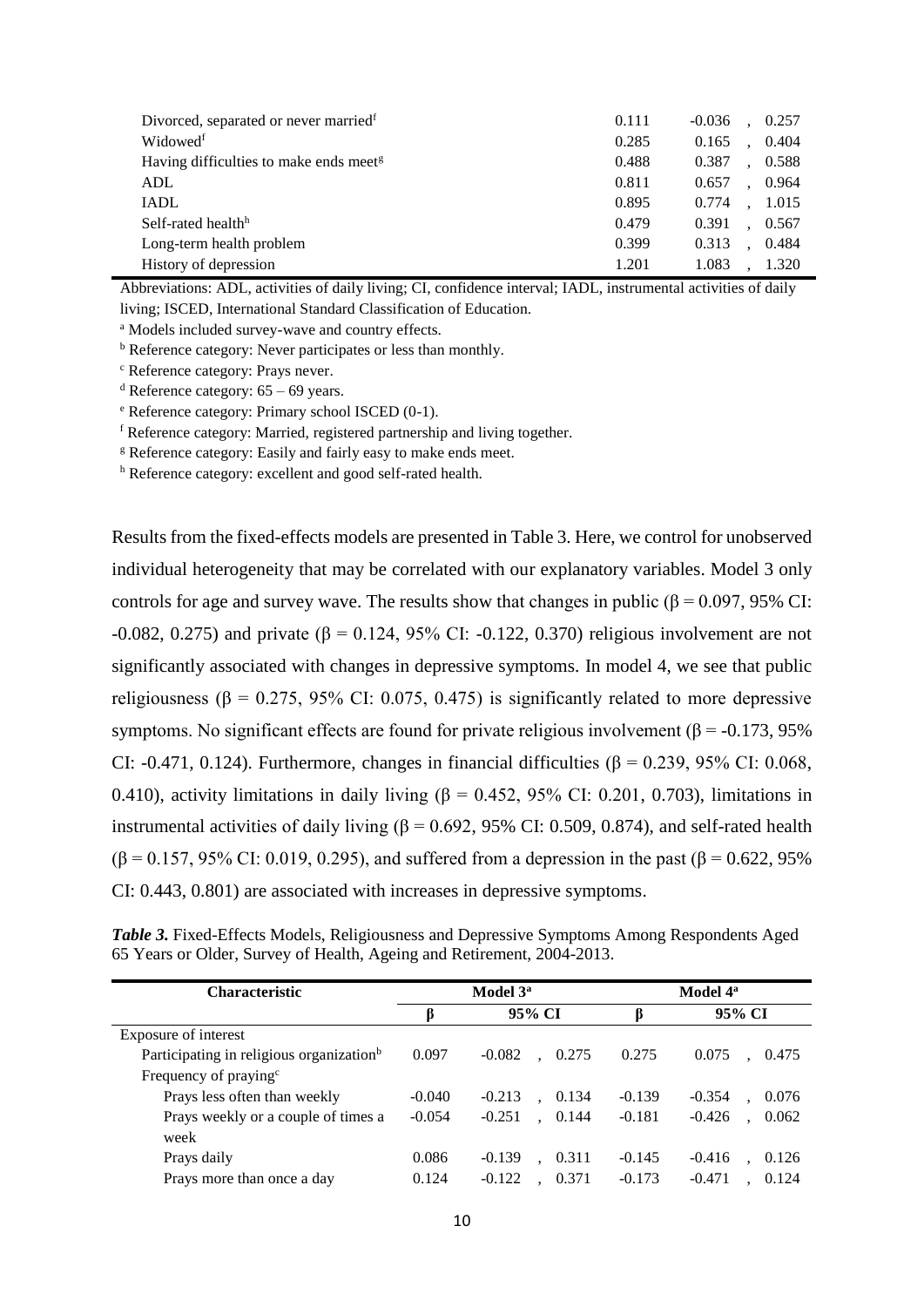| | β | 95% CI | |
|---|---|---|---|
| Divorced, separated or never married[f] | 0.111 | -0.036 | 0.257 |
| Widowed[f] | 0.285 | 0.165 | 0.404 |
| Having difficulties to make ends meet[g] | 0.488 | 0.387 | 0.588 |
| ADL | 0.811 | 0.657 | 0.964 |
| IADL | 0.895 | 0.774 | 1.015 |
| Self-rated health[h] | 0.479 | 0.391 | 0.567 |
| Long-term health problem | 0.399 | 0.313 | 0.484 |
| History of depression | 1.201 | 1.083 | 1.320 |

Abbreviations: ADL, activities of daily living; CI, confidence interval; IADL, instrumental activities of daily living; ISCED, International Standard Classification of Education.

[a] Models included survey-wave and country effects.

[b] Reference category: Never participates or less than monthly.

[c] Reference category: Prays never.

[d] Reference category: 65 – 69 years.

[e] Reference category: Primary school ISCED (0-1).

[f] Reference category: Married, registered partnership and living together.

[g] Reference category: Easily and fairly easy to make ends meet.

[h] Reference category: excellent and good self-rated health.

Results from the fixed-effects models are presented in Table 3. Here, we control for unobserved individual heterogeneity that may be correlated with our explanatory variables. Model 3 only controls for age and survey wave. The results show that changes in public (β = 0.097, 95% CI: -0.082, 0.275) and private (β = 0.124, 95% CI: -0.122, 0.370) religious involvement are not significantly associated with changes in depressive symptoms. In model 4, we see that public religiousness (β = 0.275, 95% CI: 0.075, 0.475) is significantly related to more depressive symptoms. No significant effects are found for private religious involvement (β = -0.173, 95% CI: -0.471, 0.124). Furthermore, changes in financial difficulties (β = 0.239, 95% CI: 0.068, 0.410), activity limitations in daily living (β = 0.452, 95% CI: 0.201, 0.703), limitations in instrumental activities of daily living (β = 0.692, 95% CI: 0.509, 0.874), and self-rated health (β = 0.157, 95% CI: 0.019, 0.295), and suffered from a depression in the past (β = 0.622, 95% CI: 0.443, 0.801) are associated with increases in depressive symptoms.

***Table 3.*** Fixed-Effects Models, Religiousness and Depressive Symptoms Among Respondents Aged 65 Years or Older, Survey of Health, Ageing and Retirement, 2004-2013.

| Characteristic | Model 3[a] | | | Model 4[a] | | |
|---|---|---|---|---|---|---|
| | β | 95% CI | | β | 95% CI | |
| Exposure of interest | | | | | | |
| Participating in religious organization[b] | 0.097 | -0.082 | 0.275 | 0.275 | 0.075 | 0.475 |
| Frequency of praying[c] | | | | | | |
| Prays less often than weekly | -0.040 | -0.213 | 0.134 | -0.139 | -0.354 | 0.076 |
| Prays weekly or a couple of times a week | -0.054 | -0.251 | 0.144 | -0.181 | -0.426 | 0.062 |
| Prays daily | 0.086 | -0.139 | 0.311 | -0.145 | -0.416 | 0.126 |
| Prays more than once a day | 0.124 | -0.122 | 0.371 | -0.173 | -0.471 | 0.124 |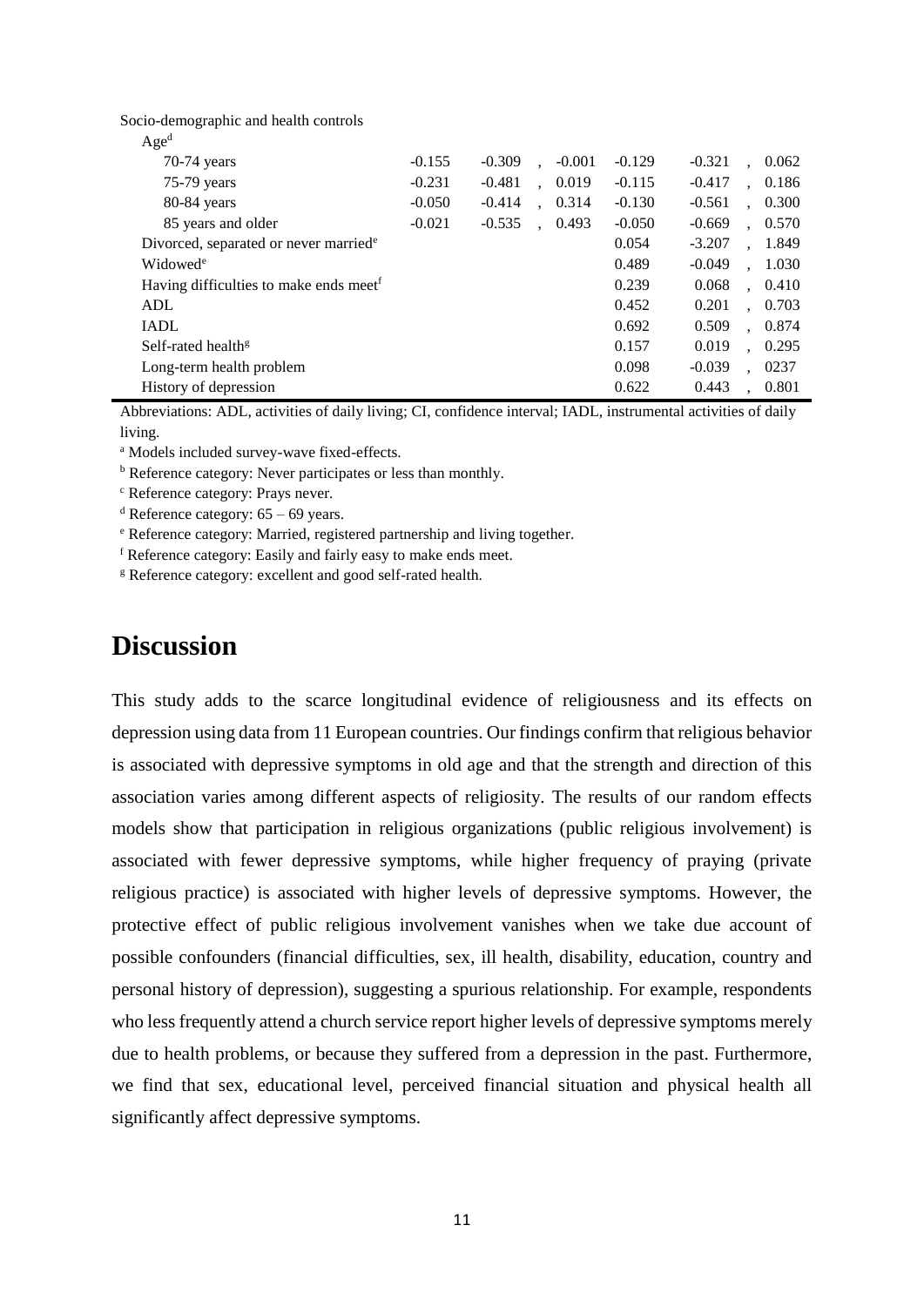| | | | | | | | | |
|---|---|---|---|---|---|---|---|---|
| Socio-demographic and health controls | | | | | | | | |
| Age[d] | | | | | | | | |
| 70-74 years | -0.155 | -0.309 | , | -0.001 | -0.129 | -0.321 | , | 0.062 |
| 75-79 years | -0.231 | -0.481 | , | 0.019 | -0.115 | -0.417 | , | 0.186 |
| 80-84 years | -0.050 | -0.414 | , | 0.314 | -0.130 | -0.561 | , | 0.300 |
| 85 years and older | -0.021 | -0.535 | , | 0.493 | -0.050 | -0.669 | , | 0.570 |
| Divorced, separated or never married[e] | | | | | 0.054 | -3.207 | , | 1.849 |
| Widowed[e] | | | | | 0.489 | -0.049 | , | 1.030 |
| Having difficulties to make ends meet[f] | | | | | 0.239 | 0.068 | , | 0.410 |
| ADL | | | | | 0.452 | 0.201 | , | 0.703 |
| IADL | | | | | 0.692 | 0.509 | , | 0.874 |
| Self-rated health[g] | | | | | 0.157 | 0.019 | , | 0.295 |
| Long-term health problem | | | | | 0.098 | -0.039 | , | 0237 |
| History of depression | | | | | 0.622 | 0.443 | , | 0.801 |

Abbreviations: ADL, activities of daily living; CI, confidence interval; IADL, instrumental activities of daily living.

[a] Models included survey-wave fixed-effects.

[b] Reference category: Never participates or less than monthly.

[c] Reference category: Prays never.

[d] Reference category: 65 – 69 years.

[e] Reference category: Married, registered partnership and living together.

[f] Reference category: Easily and fairly easy to make ends meet.

[g] Reference category: excellent and good self-rated health.

# Discussion

This study adds to the scarce longitudinal evidence of religiousness and its effects on depression using data from 11 European countries. Our findings confirm that religious behavior is associated with depressive symptoms in old age and that the strength and direction of this association varies among different aspects of religiosity. The results of our random effects models show that participation in religious organizations (public religious involvement) is associated with fewer depressive symptoms, while higher frequency of praying (private religious practice) is associated with higher levels of depressive symptoms. However, the protective effect of public religious involvement vanishes when we take due account of possible confounders (financial difficulties, sex, ill health, disability, education, country and personal history of depression), suggesting a spurious relationship. For example, respondents who less frequently attend a church service report higher levels of depressive symptoms merely due to health problems, or because they suffered from a depression in the past. Furthermore, we find that sex, educational level, perceived financial situation and physical health all significantly affect depressive symptoms.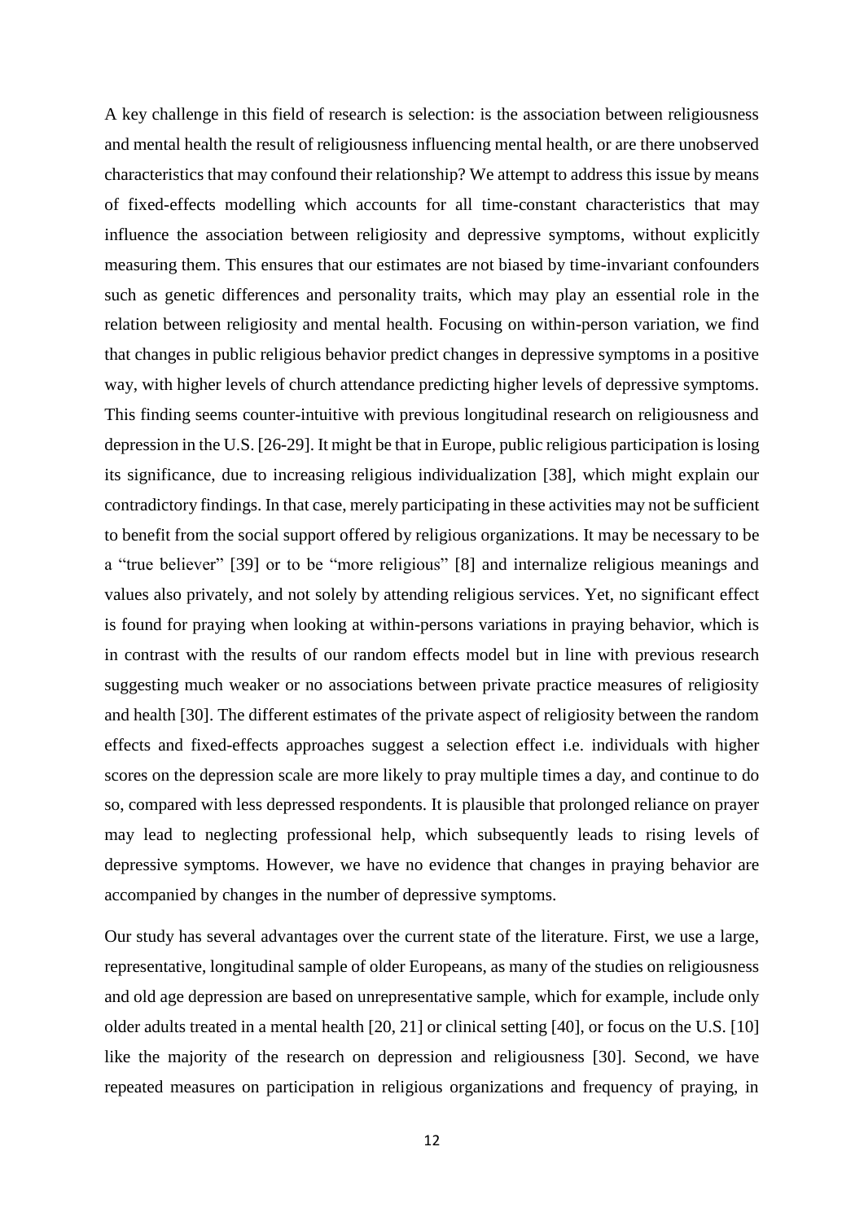A key challenge in this field of research is selection: is the association between religiousness and mental health the result of religiousness influencing mental health, or are there unobserved characteristics that may confound their relationship? We attempt to address this issue by means of fixed-effects modelling which accounts for all time-constant characteristics that may influence the association between religiosity and depressive symptoms, without explicitly measuring them. This ensures that our estimates are not biased by time-invariant confounders such as genetic differences and personality traits, which may play an essential role in the relation between religiosity and mental health. Focusing on within-person variation, we find that changes in public religious behavior predict changes in depressive symptoms in a positive way, with higher levels of church attendance predicting higher levels of depressive symptoms. This finding seems counter-intuitive with previous longitudinal research on religiousness and depression in the U.S. [26-29]. It might be that in Europe, public religious participation is losing its significance, due to increasing religious individualization [38], which might explain our contradictory findings. In that case, merely participating in these activities may not be sufficient to benefit from the social support offered by religious organizations. It may be necessary to be a "true believer" [39] or to be "more religious" [8] and internalize religious meanings and values also privately, and not solely by attending religious services. Yet, no significant effect is found for praying when looking at within-persons variations in praying behavior, which is in contrast with the results of our random effects model but in line with previous research suggesting much weaker or no associations between private practice measures of religiosity and health [30]. The different estimates of the private aspect of religiosity between the random effects and fixed-effects approaches suggest a selection effect i.e. individuals with higher scores on the depression scale are more likely to pray multiple times a day, and continue to do so, compared with less depressed respondents. It is plausible that prolonged reliance on prayer may lead to neglecting professional help, which subsequently leads to rising levels of depressive symptoms. However, we have no evidence that changes in praying behavior are accompanied by changes in the number of depressive symptoms.

Our study has several advantages over the current state of the literature. First, we use a large, representative, longitudinal sample of older Europeans, as many of the studies on religiousness and old age depression are based on unrepresentative sample, which for example, include only older adults treated in a mental health [20, 21] or clinical setting [40], or focus on the U.S. [10] like the majority of the research on depression and religiousness [30]. Second, we have repeated measures on participation in religious organizations and frequency of praying, in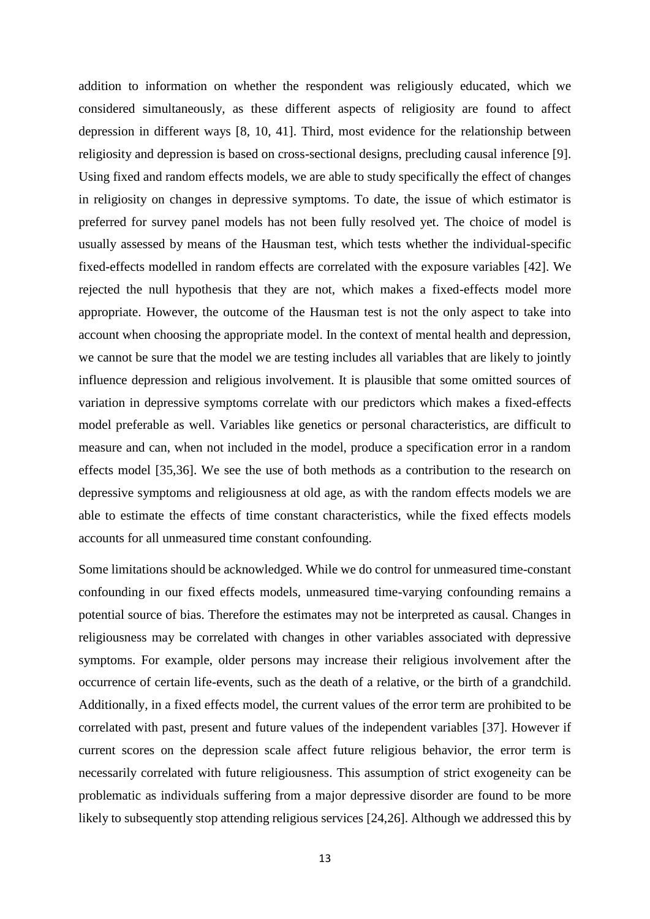addition to information on whether the respondent was religiously educated, which we considered simultaneously, as these different aspects of religiosity are found to affect depression in different ways [8, 10, 41]. Third, most evidence for the relationship between religiosity and depression is based on cross-sectional designs, precluding causal inference [9]. Using fixed and random effects models, we are able to study specifically the effect of changes in religiosity on changes in depressive symptoms. To date, the issue of which estimator is preferred for survey panel models has not been fully resolved yet. The choice of model is usually assessed by means of the Hausman test, which tests whether the individual-specific fixed-effects modelled in random effects are correlated with the exposure variables [42]. We rejected the null hypothesis that they are not, which makes a fixed-effects model more appropriate. However, the outcome of the Hausman test is not the only aspect to take into account when choosing the appropriate model. In the context of mental health and depression, we cannot be sure that the model we are testing includes all variables that are likely to jointly influence depression and religious involvement. It is plausible that some omitted sources of variation in depressive symptoms correlate with our predictors which makes a fixed-effects model preferable as well. Variables like genetics or personal characteristics, are difficult to measure and can, when not included in the model, produce a specification error in a random effects model [35,36]. We see the use of both methods as a contribution to the research on depressive symptoms and religiousness at old age, as with the random effects models we are able to estimate the effects of time constant characteristics, while the fixed effects models accounts for all unmeasured time constant confounding.

Some limitations should be acknowledged. While we do control for unmeasured time-constant confounding in our fixed effects models, unmeasured time-varying confounding remains a potential source of bias. Therefore the estimates may not be interpreted as causal. Changes in religiousness may be correlated with changes in other variables associated with depressive symptoms. For example, older persons may increase their religious involvement after the occurrence of certain life-events, such as the death of a relative, or the birth of a grandchild. Additionally, in a fixed effects model, the current values of the error term are prohibited to be correlated with past, present and future values of the independent variables [37]. However if current scores on the depression scale affect future religious behavior, the error term is necessarily correlated with future religiousness. This assumption of strict exogeneity can be problematic as individuals suffering from a major depressive disorder are found to be more likely to subsequently stop attending religious services [24,26]. Although we addressed this by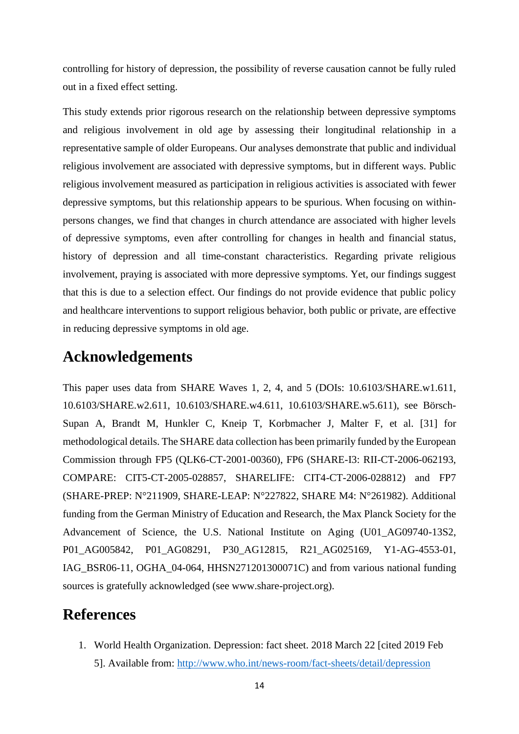controlling for history of depression, the possibility of reverse causation cannot be fully ruled out in a fixed effect setting.

This study extends prior rigorous research on the relationship between depressive symptoms and religious involvement in old age by assessing their longitudinal relationship in a representative sample of older Europeans. Our analyses demonstrate that public and individual religious involvement are associated with depressive symptoms, but in different ways. Public religious involvement measured as participation in religious activities is associated with fewer depressive symptoms, but this relationship appears to be spurious. When focusing on within-persons changes, we find that changes in church attendance are associated with higher levels of depressive symptoms, even after controlling for changes in health and financial status, history of depression and all time-constant characteristics. Regarding private religious involvement, praying is associated with more depressive symptoms. Yet, our findings suggest that this is due to a selection effect. Our findings do not provide evidence that public policy and healthcare interventions to support religious behavior, both public or private, are effective in reducing depressive symptoms in old age.

# Acknowledgements

This paper uses data from SHARE Waves 1, 2, 4, and 5 (DOIs: 10.6103/SHARE.w1.611, 10.6103/SHARE.w2.611, 10.6103/SHARE.w4.611, 10.6103/SHARE.w5.611), see Börsch-Supan A, Brandt M, Hunkler C, Kneip T, Korbmacher J, Malter F, et al. [31] for methodological details. The SHARE data collection has been primarily funded by the European Commission through FP5 (QLK6-CT-2001-00360), FP6 (SHARE-I3: RII-CT-2006-062193, COMPARE: CIT5-CT-2005-028857, SHARELIFE: CIT4-CT-2006-028812) and FP7 (SHARE-PREP: N°211909, SHARE-LEAP: N°227822, SHARE M4: N°261982). Additional funding from the German Ministry of Education and Research, the Max Planck Society for the Advancement of Science, the U.S. National Institute on Aging (U01_AG09740-13S2, P01_AG005842, P01_AG08291, P30_AG12815, R21_AG025169, Y1-AG-4553-01, IAG_BSR06-11, OGHA_04-064, HHSN271201300071C) and from various national funding sources is gratefully acknowledged (see www.share-project.org).

# References

1. World Health Organization. Depression: fact sheet. 2018 March 22 [cited 2019 Feb 5]. Available from: http://www.who.int/news-room/fact-sheets/detail/depression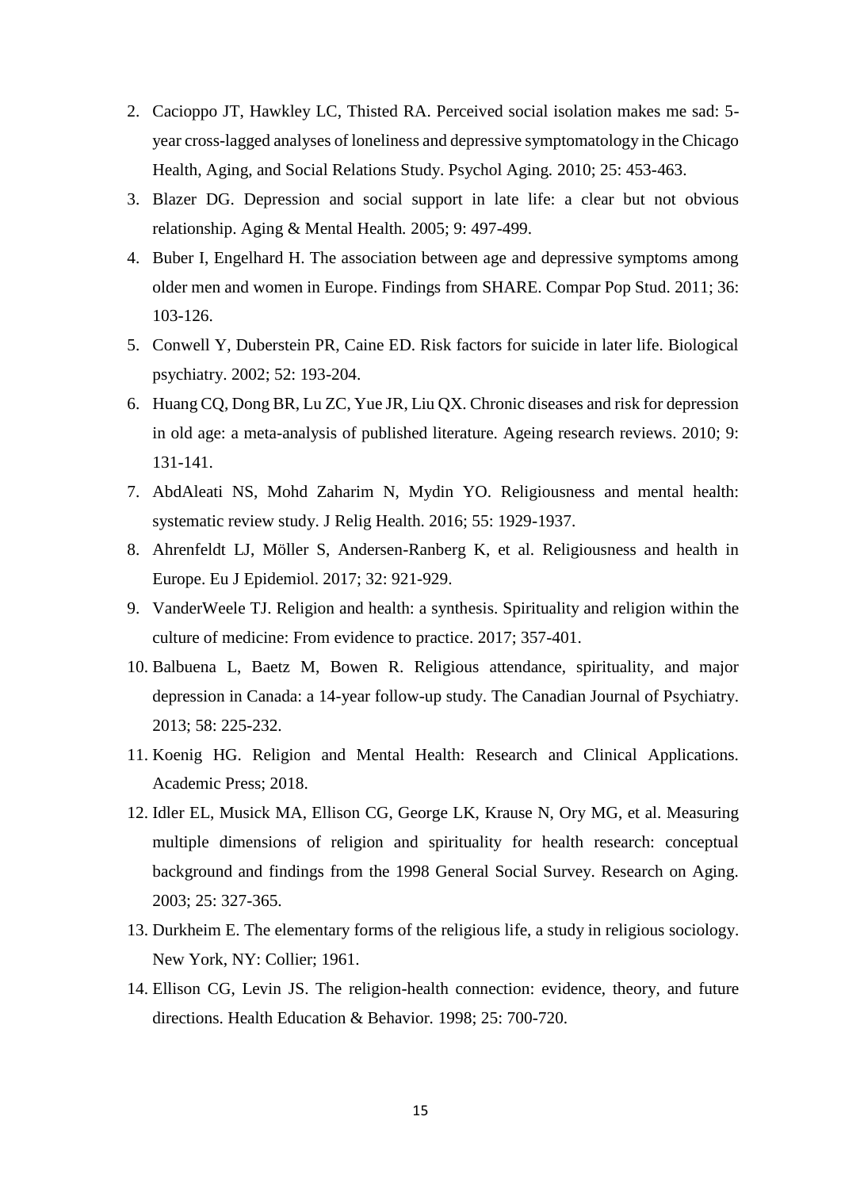2. Cacioppo JT, Hawkley LC, Thisted RA. Perceived social isolation makes me sad: 5-year cross-lagged analyses of loneliness and depressive symptomatology in the Chicago Health, Aging, and Social Relations Study. Psychol Aging. 2010; 25: 453-463.
3. Blazer DG. Depression and social support in late life: a clear but not obvious relationship. Aging & Mental Health. 2005; 9: 497-499.
4. Buber I, Engelhard H. The association between age and depressive symptoms among older men and women in Europe. Findings from SHARE. Compar Pop Stud. 2011; 36: 103-126.
5. Conwell Y, Duberstein PR, Caine ED. Risk factors for suicide in later life. Biological psychiatry. 2002; 52: 193-204.
6. Huang CQ, Dong BR, Lu ZC, Yue JR, Liu QX. Chronic diseases and risk for depression in old age: a meta-analysis of published literature. Ageing research reviews. 2010; 9: 131-141.
7. AbdAleati NS, Mohd Zaharim N, Mydin YO. Religiousness and mental health: systematic review study. J Relig Health. 2016; 55: 1929-1937.
8. Ahrenfeldt LJ, Möller S, Andersen-Ranberg K, et al. Religiousness and health in Europe. Eu J Epidemiol. 2017; 32: 921-929.
9. VanderWeele TJ. Religion and health: a synthesis. Spirituality and religion within the culture of medicine: From evidence to practice. 2017; 357-401.
10. Balbuena L, Baetz M, Bowen R. Religious attendance, spirituality, and major depression in Canada: a 14-year follow-up study. The Canadian Journal of Psychiatry. 2013; 58: 225-232.
11. Koenig HG. Religion and Mental Health: Research and Clinical Applications. Academic Press; 2018.
12. Idler EL, Musick MA, Ellison CG, George LK, Krause N, Ory MG, et al. Measuring multiple dimensions of religion and spirituality for health research: conceptual background and findings from the 1998 General Social Survey. Research on Aging. 2003; 25: 327-365.
13. Durkheim E. The elementary forms of the religious life, a study in religious sociology. New York, NY: Collier; 1961.
14. Ellison CG, Levin JS. The religion-health connection: evidence, theory, and future directions. Health Education & Behavior. 1998; 25: 700-720.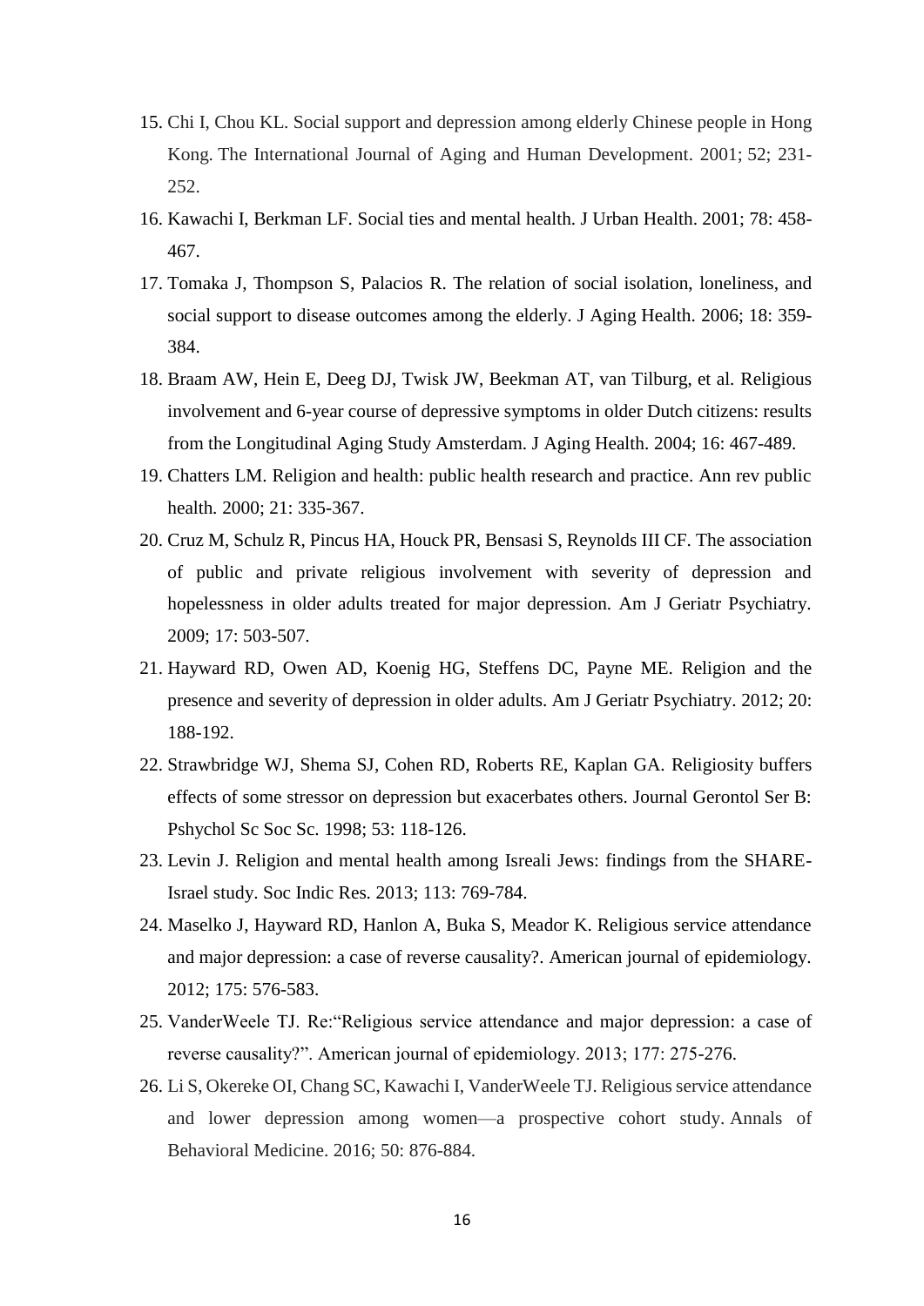15. Chi I, Chou KL. Social support and depression among elderly Chinese people in Hong Kong. The International Journal of Aging and Human Development. 2001; 52; 231-252.
16. Kawachi I, Berkman LF. Social ties and mental health. J Urban Health. 2001; 78: 458-467.
17. Tomaka J, Thompson S, Palacios R. The relation of social isolation, loneliness, and social support to disease outcomes among the elderly. J Aging Health. 2006; 18: 359-384.
18. Braam AW, Hein E, Deeg DJ, Twisk JW, Beekman AT, van Tilburg, et al. Religious involvement and 6-year course of depressive symptoms in older Dutch citizens: results from the Longitudinal Aging Study Amsterdam. J Aging Health. 2004; 16: 467-489.
19. Chatters LM. Religion and health: public health research and practice. Ann rev public health. 2000; 21: 335-367.
20. Cruz M, Schulz R, Pincus HA, Houck PR, Bensasi S, Reynolds III CF. The association of public and private religious involvement with severity of depression and hopelessness in older adults treated for major depression. Am J Geriatr Psychiatry. 2009; 17: 503-507.
21. Hayward RD, Owen AD, Koenig HG, Steffens DC, Payne ME. Religion and the presence and severity of depression in older adults. Am J Geriatr Psychiatry. 2012; 20: 188-192.
22. Strawbridge WJ, Shema SJ, Cohen RD, Roberts RE, Kaplan GA. Religiosity buffers effects of some stressor on depression but exacerbates others. Journal Gerontol Ser B: Pshychol Sc Soc Sc. 1998; 53: 118-126.
23. Levin J. Religion and mental health among Isreali Jews: findings from the SHARE-Israel study. Soc Indic Res. 2013; 113: 769-784.
24. Maselko J, Hayward RD, Hanlon A, Buka S, Meador K. Religious service attendance and major depression: a case of reverse causality?. American journal of epidemiology. 2012; 175: 576-583.
25. VanderWeele TJ. Re:"Religious service attendance and major depression: a case of reverse causality?". American journal of epidemiology. 2013; 177: 275-276.
26. Li S, Okereke OI, Chang SC, Kawachi I, VanderWeele TJ. Religious service attendance and lower depression among women—a prospective cohort study. Annals of Behavioral Medicine. 2016; 50: 876-884.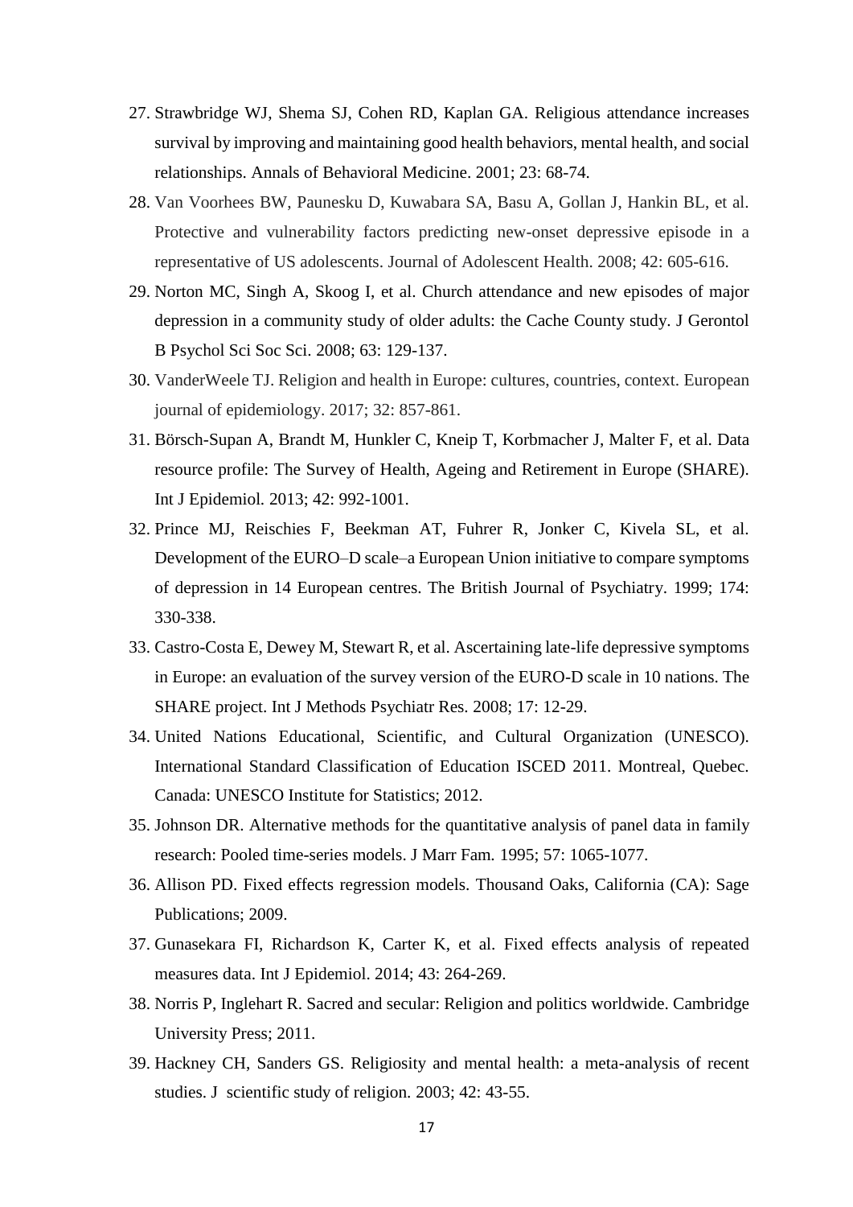27. Strawbridge WJ, Shema SJ, Cohen RD, Kaplan GA. Religious attendance increases survival by improving and maintaining good health behaviors, mental health, and social relationships. Annals of Behavioral Medicine. 2001; 23: 68-74.
28. Van Voorhees BW, Paunesku D, Kuwabara SA, Basu A, Gollan J, Hankin BL, et al. Protective and vulnerability factors predicting new-onset depressive episode in a representative of US adolescents. Journal of Adolescent Health. 2008; 42: 605-616.
29. Norton MC, Singh A, Skoog I, et al. Church attendance and new episodes of major depression in a community study of older adults: the Cache County study. J Gerontol B Psychol Sci Soc Sci. 2008; 63: 129-137.
30. VanderWeele TJ. Religion and health in Europe: cultures, countries, context. European journal of epidemiology. 2017; 32: 857-861.
31. Börsch-Supan A, Brandt M, Hunkler C, Kneip T, Korbmacher J, Malter F, et al. Data resource profile: The Survey of Health, Ageing and Retirement in Europe (SHARE). Int J Epidemiol. 2013; 42: 992-1001.
32. Prince MJ, Reischies F, Beekman AT, Fuhrer R, Jonker C, Kivela SL, et al. Development of the EURO–D scale–a European Union initiative to compare symptoms of depression in 14 European centres. The British Journal of Psychiatry. 1999; 174: 330-338.
33. Castro-Costa E, Dewey M, Stewart R, et al. Ascertaining late-life depressive symptoms in Europe: an evaluation of the survey version of the EURO-D scale in 10 nations. The SHARE project. Int J Methods Psychiatr Res. 2008; 17: 12-29.
34. United Nations Educational, Scientific, and Cultural Organization (UNESCO). International Standard Classification of Education ISCED 2011. Montreal, Quebec. Canada: UNESCO Institute for Statistics; 2012.
35. Johnson DR. Alternative methods for the quantitative analysis of panel data in family research: Pooled time-series models. J Marr Fam. 1995; 57: 1065-1077.
36. Allison PD. Fixed effects regression models. Thousand Oaks, California (CA): Sage Publications; 2009.
37. Gunasekara FI, Richardson K, Carter K, et al. Fixed effects analysis of repeated measures data. Int J Epidemiol. 2014; 43: 264-269.
38. Norris P, Inglehart R. Sacred and secular: Religion and politics worldwide. Cambridge University Press; 2011.
39. Hackney CH, Sanders GS. Religiosity and mental health: a meta-analysis of recent studies. J scientific study of religion. 2003; 42: 43-55.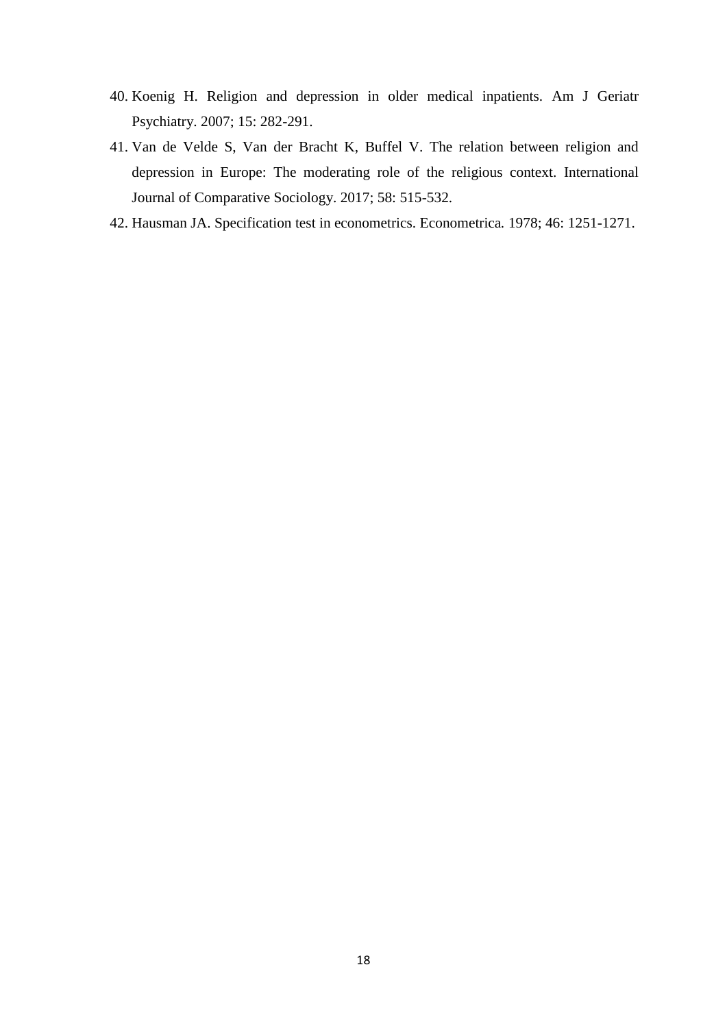40. Koenig H. Religion and depression in older medical inpatients. Am J Geriatr Psychiatry. 2007; 15: 282-291.
41. Van de Velde S, Van der Bracht K, Buffel V. The relation between religion and depression in Europe: The moderating role of the religious context. International Journal of Comparative Sociology. 2017; 58: 515-532.
42. Hausman JA. Specification test in econometrics. Econometrica. 1978; 46: 1251-1271.